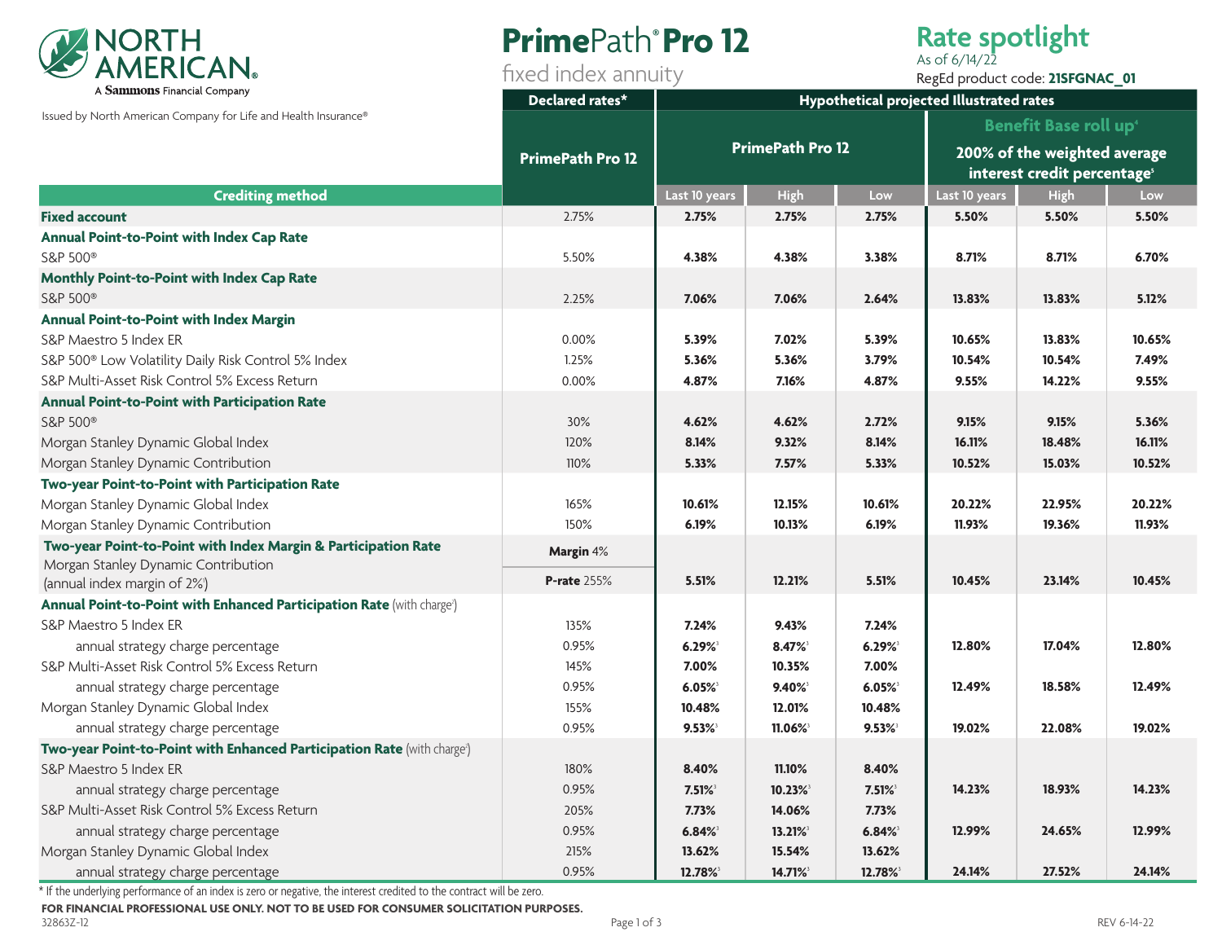# NORTH AMERICAN

A Sammons Financial Company

Issued by North American Company for Life and Health Insurance®

# PrimePath® Pro 12

fixed index annuity

## Rate spotlight

As of 6/14/22

RegEd product code: **21SFGNAC_01**

| Crediting method | Declared rates* | Hypothetical projected Illustrated rates | | | | | |
|---|---|---|---|---|---|---|---|
| | PrimePath Pro 12 | PrimePath Pro 12 | | | Benefit Base roll up[4] 200% of the weighted average interest credit percentage[5] | | |
| | | Last 10 years | High | Low | Last 10 years | High | Low |
| **Fixed account** | 2.75% | **2.75%** | **2.75%** | **2.75%** | **5.50%** | **5.50%** | **5.50%** |
| **Annual Point-to-Point with Index Cap Rate** | | | | | | | |
| S&P 500® | 5.50% | **4.38%** | **4.38%** | **3.38%** | **8.71%** | **8.71%** | **6.70%** |
| **Monthly Point-to-Point with Index Cap Rate** | | | | | | | |
| S&P 500® | 2.25% | **7.06%** | **7.06%** | **2.64%** | **13.83%** | **13.83%** | **5.12%** |
| **Annual Point-to-Point with Index Margin** | | | | | | | |
| S&P Maestro 5 Index ER | 0.00% | **5.39%** | **7.02%** | **5.39%** | **10.65%** | **13.83%** | **10.65%** |
| S&P 500® Low Volatility Daily Risk Control 5% Index | 1.25% | **5.36%** | **5.36%** | **3.79%** | **10.54%** | **10.54%** | **7.49%** |
| S&P Multi-Asset Risk Control 5% Excess Return | 0.00% | **4.87%** | **7.16%** | **4.87%** | **9.55%** | **14.22%** | **9.55%** |
| **Annual Point-to-Point with Participation Rate** | | | | | | | |
| S&P 500® | 30% | **4.62%** | **4.62%** | **2.72%** | **9.15%** | **9.15%** | **5.36%** |
| Morgan Stanley Dynamic Global Index | 120% | **8.14%** | **9.32%** | **8.14%** | **16.11%** | **18.48%** | **16.11%** |
| Morgan Stanley Dynamic Contribution | 110% | **5.33%** | **7.57%** | **5.33%** | **10.52%** | **15.03%** | **10.52%** |
| **Two-year Point-to-Point with Participation Rate** | | | | | | | |
| Morgan Stanley Dynamic Global Index | 165% | **10.61%** | **12.15%** | **10.61%** | **20.22%** | **22.95%** | **20.22%** |
| Morgan Stanley Dynamic Contribution | 150% | **6.19%** | **10.13%** | **6.19%** | **11.93%** | **19.36%** | **11.93%** |
| **Two-year Point-to-Point with Index Margin & Participation Rate** | **Margin** 4% | | | | | | |
| Morgan Stanley Dynamic Contribution (annual index margin of 2%[1]) | **P-rate** 255% | **5.51%** | **12.21%** | **5.51%** | **10.45%** | **23.14%** | **10.45%** |
| **Annual Point-to-Point with Enhanced Participation Rate** (with charge[2]) | | | | | | | |
| S&P Maestro 5 Index ER | 135% | **7.24%** | **9.43%** | **7.24%** | | | |
| annual strategy charge percentage | 0.95% | **6.29%**[3] | **8.47%**[3] | **6.29%**[3] | **12.80%** | **17.04%** | **12.80%** |
| S&P Multi-Asset Risk Control 5% Excess Return | 145% | **7.00%** | **10.35%** | **7.00%** | | | |
| annual strategy charge percentage | 0.95% | **6.05%**[3] | **9.40%**[3] | **6.05%**[3] | **12.49%** | **18.58%** | **12.49%** |
| Morgan Stanley Dynamic Global Index | 155% | **10.48%** | **12.01%** | **10.48%** | | | |
| annual strategy charge percentage | 0.95% | **9.53%**[3] | **11.06%**[3] | **9.53%**[3] | **19.02%** | **22.08%** | **19.02%** |
| **Two-year Point-to-Point with Enhanced Participation Rate** (with charge[2]) | | | | | | | |
| S&P Maestro 5 Index ER | 180% | **8.40%** | **11.10%** | **8.40%** | | | |
| annual strategy charge percentage | 0.95% | **7.51%**[3] | **10.23%**[3] | **7.51%**[3] | **14.23%** | **18.93%** | **14.23%** |
| S&P Multi-Asset Risk Control 5% Excess Return | 205% | **7.73%** | **14.06%** | **7.73%** | | | |
| annual strategy charge percentage | 0.95% | **6.84%**[3] | **13.21%**[3] | **6.84%**[3] | **12.99%** | **24.65%** | **12.99%** |
| Morgan Stanley Dynamic Global Index | 215% | **13.62%** | **15.54%** | **13.62%** | | | |
| annual strategy charge percentage | 0.95% | **12.78%**[3] | **14.71%**[3] | **12.78%**[3] | **24.14%** | **27.52%** | **24.14%** |

* If the underlying performance of an index is zero or negative, the interest credited to the contract will be zero.

**FOR FINANCIAL PROFESSIONAL USE ONLY. NOT TO BE USED FOR CONSUMER SOLICITATION PURPOSES.**

32863Z-12

REV 6-14-22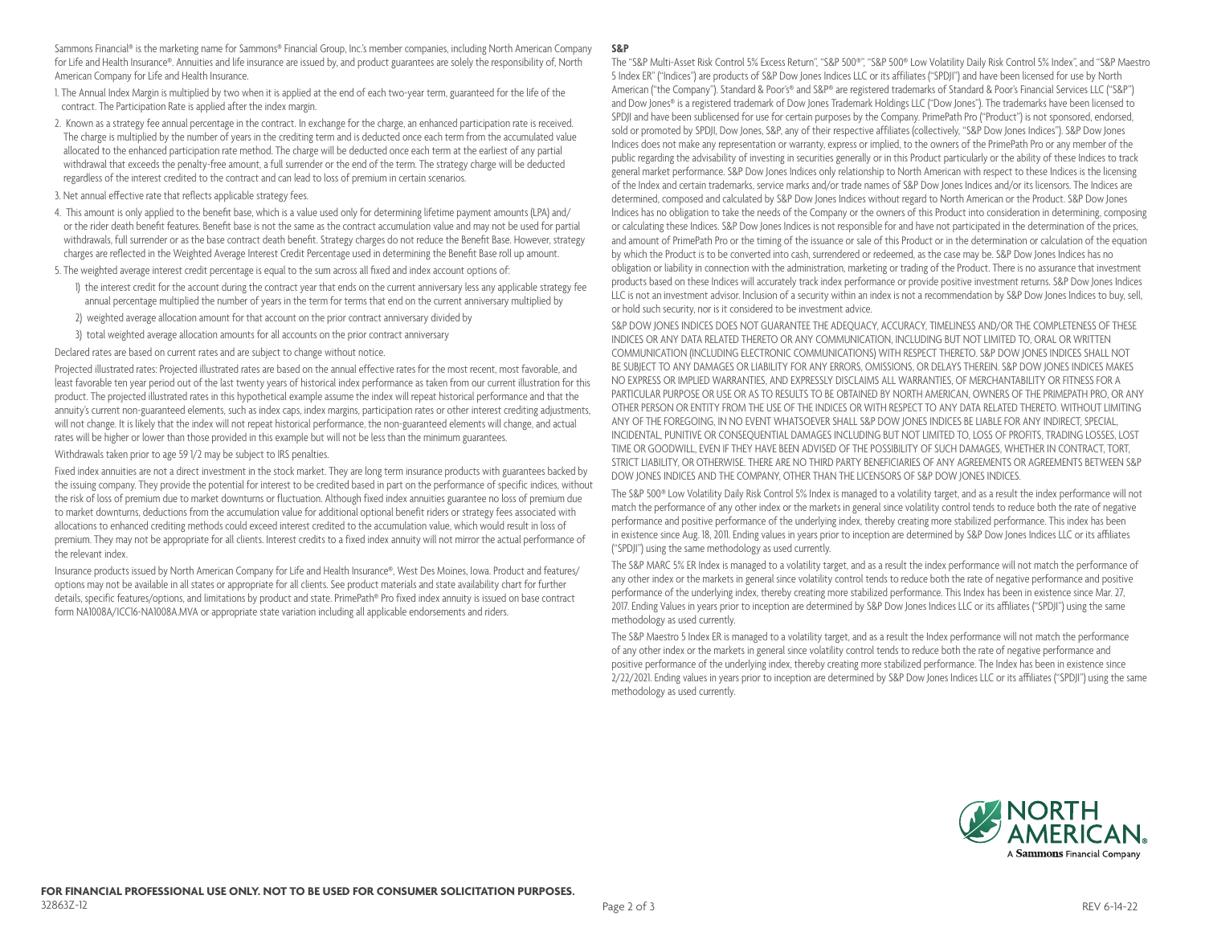Sammons Financial® is the marketing name for Sammons® Financial Group, Inc.'s member companies, including North American Company for Life and Health Insurance®. Annuities and life insurance are issued by, and product guarantees are solely the responsibility of, North American Company for Life and Health Insurance.

1. The Annual Index Margin is multiplied by two when it is applied at the end of each two-year term, guaranteed for the life of the contract. The Participation Rate is applied after the index margin.
2. Known as a strategy fee annual percentage in the contract. In exchange for the charge, an enhanced participation rate is received. The charge is multiplied by the number of years in the crediting term and is deducted once each term from the accumulated value allocated to the enhanced participation rate method. The charge will be deducted once each term at the earliest of any partial withdrawal that exceeds the penalty-free amount, a full surrender or the end of the term. The strategy charge will be deducted regardless of the interest credited to the contract and can lead to loss of premium in certain scenarios.
3. Net annual effective rate that reflects applicable strategy fees.
4. This amount is only applied to the benefit base, which is a value used only for determining lifetime payment amounts (LPA) and/or the rider death benefit features. Benefit base is not the same as the contract accumulation value and may not be used for partial withdrawals, full surrender or as the base contract death benefit. Strategy charges do not reduce the Benefit Base. However, strategy charges are reflected in the Weighted Average Interest Credit Percentage used in determining the Benefit Base roll up amount.
5. The weighted average interest credit percentage is equal to the sum across all fixed and index account options of:
   1) the interest credit for the account during the contract year that ends on the current anniversary less any applicable strategy fee annual percentage multiplied the number of years in the term for terms that end on the current anniversary multiplied by
   2) weighted average allocation amount for that account on the prior contract anniversary divided by
   3) total weighted average allocation amounts for all accounts on the prior contract anniversary

Declared rates are based on current rates and are subject to change without notice.

Projected illustrated rates: Projected illustrated rates are based on the annual effective rates for the most recent, most favorable, and least favorable ten year period out of the last twenty years of historical index performance as taken from our current illustration for this product. The projected illustrated rates in this hypothetical example assume the index will repeat historical performance and that the annuity's current non-guaranteed elements, such as index caps, index margins, participation rates or other interest crediting adjustments, will not change. It is likely that the index will not repeat historical performance, the non-guaranteed elements will change, and actual rates will be higher or lower than those provided in this example but will not be less than the minimum guarantees.

Withdrawals taken prior to age 59 1/2 may be subject to IRS penalties.

Fixed index annuities are not a direct investment in the stock market. They are long term insurance products with guarantees backed by the issuing company. They provide the potential for interest to be credited based in part on the performance of specific indices, without the risk of loss of premium due to market downturns or fluctuation. Although fixed index annuities guarantee no loss of premium due to market downturns, deductions from the accumulation value for additional optional benefit riders or strategy fees associated with allocations to enhanced crediting methods could exceed interest credited to the accumulation value, which would result in loss of premium. They may not be appropriate for all clients. Interest credits to a fixed index annuity will not mirror the actual performance of the relevant index.

Insurance products issued by North American Company for Life and Health Insurance®, West Des Moines, Iowa. Product and features/options may not be available in all states or appropriate for all clients. See product materials and state availability chart for further details, specific features/options, and limitations by product and state. PrimePath® Pro fixed index annuity is issued on base contract form NA1008A/ICC16-NA1008A.MVA or appropriate state variation including all applicable endorsements and riders.

**S&P**

The "S&P Multi-Asset Risk Control 5% Excess Return", "S&P 500®", "S&P 500® Low Volatility Daily Risk Control 5% Index", and "S&P Maestro 5 Index ER" ("Indices") are products of S&P Dow Jones Indices LLC or its affiliates ("SPDJI") and have been licensed for use by North American ("the Company"). Standard & Poor's® and S&P® are registered trademarks of Standard & Poor's Financial Services LLC ("S&P") and Dow Jones® is a registered trademark of Dow Jones Trademark Holdings LLC ("Dow Jones"). The trademarks have been licensed to SPDJI and have been sublicensed for use for certain purposes by the Company. PrimePath Pro ("Product") is not sponsored, endorsed, sold or promoted by SPDJI, Dow Jones, S&P, any of their respective affiliates (collectively, "S&P Dow Jones Indices"). S&P Dow Jones Indices does not make any representation or warranty, express or implied, to the owners of the PrimePath Pro or any member of the public regarding the advisability of investing in securities generally or in this Product particularly or the ability of these Indices to track general market performance. S&P Dow Jones Indices only relationship to North American with respect to these Indices is the licensing of the Index and certain trademarks, service marks and/or trade names of S&P Dow Jones Indices and/or its licensors. The Indices are determined, composed and calculated by S&P Dow Jones Indices without regard to North American or the Product. S&P Dow Jones Indices has no obligation to take the needs of the Company or the owners of this Product into consideration in determining, composing or calculating these Indices. S&P Dow Jones Indices is not responsible for and have not participated in the determination of the prices, and amount of PrimePath Pro or the timing of the issuance or sale of this Product or in the determination or calculation of the equation by which the Product is to be converted into cash, surrendered or redeemed, as the case may be. S&P Dow Jones Indices has no obligation or liability in connection with the administration, marketing or trading of the Product. There is no assurance that investment products based on these Indices will accurately track index performance or provide positive investment returns. S&P Dow Jones Indices LLC is not an investment advisor. Inclusion of a security within an index is not a recommendation by S&P Dow Jones Indices to buy, sell, or hold such security, nor is it considered to be investment advice.

S&P DOW JONES INDICES DOES NOT GUARANTEE THE ADEQUACY, ACCURACY, TIMELINESS AND/OR THE COMPLETENESS OF THESE INDICES OR ANY DATA RELATED THERETO OR ANY COMMUNICATION, INCLUDING BUT NOT LIMITED TO, ORAL OR WRITTEN COMMUNICATION (INCLUDING ELECTRONIC COMMUNICATIONS) WITH RESPECT THERETO. S&P DOW JONES INDICES SHALL NOT BE SUBJECT TO ANY DAMAGES OR LIABILITY FOR ANY ERRORS, OMISSIONS, OR DELAYS THEREIN. S&P DOW JONES INDICES MAKES NO EXPRESS OR IMPLIED WARRANTIES, AND EXPRESSLY DISCLAIMS ALL WARRANTIES, OF MERCHANTABILITY OR FITNESS FOR A PARTICULAR PURPOSE OR USE OR AS TO RESULTS TO BE OBTAINED BY NORTH AMERICAN, OWNERS OF THE PRIMEPATH PRO, OR ANY OTHER PERSON OR ENTITY FROM THE USE OF THE INDICES OR WITH RESPECT TO ANY DATA RELATED THERETO. WITHOUT LIMITING ANY OF THE FOREGOING, IN NO EVENT WHATSOEVER SHALL S&P DOW JONES INDICES BE LIABLE FOR ANY INDIRECT, SPECIAL, INCIDENTAL, PUNITIVE OR CONSEQUENTIAL DAMAGES INCLUDING BUT NOT LIMITED TO, LOSS OF PROFITS, TRADING LOSSES, LOST TIME OR GOODWILL, EVEN IF THEY HAVE BEEN ADVISED OF THE POSSIBILITY OF SUCH DAMAGES, WHETHER IN CONTRACT, TORT, STRICT LIABILITY, OR OTHERWISE. THERE ARE NO THIRD PARTY BENEFICIARIES OF ANY AGREEMENTS OR AGREEMENTS BETWEEN S&P DOW JONES INDICES AND THE COMPANY, OTHER THAN THE LICENSORS OF S&P DOW JONES INDICES.

The S&P 500® Low Volatility Daily Risk Control 5% Index is managed to a volatility target, and as a result the index performance will not match the performance of any other index or the markets in general since volatility control tends to reduce both the rate of negative performance and positive performance of the underlying index, thereby creating more stabilized performance. This index has been in existence since Aug. 18, 2011. Ending values in years prior to inception are determined by S&P Dow Jones Indices LLC or its affiliates ("SPDJI") using the same methodology as used currently.

The S&P MARC 5% ER Index is managed to a volatility target, and as a result the index performance will not match the performance of any other index or the markets in general since volatility control tends to reduce both the rate of negative performance and positive performance of the underlying index, thereby creating more stabilized performance. This Index has been in existence since Mar. 27, 2017. Ending Values in years prior to inception are determined by S&P Dow Jones Indices LLC or its affiliates ("SPDJI") using the same methodology as used currently.

The S&P Maestro 5 Index ER is managed to a volatility target, and as a result the Index performance will not match the performance of any other index or the markets in general since volatility control tends to reduce both the rate of negative performance and positive performance of the underlying index, thereby creating more stabilized performance. The Index has been in existence since 2/22/2021. Ending values in years prior to inception are determined by S&P Dow Jones Indices LLC or its affiliates ("SPDJI") using the same methodology as used currently.

NORTH AMERICAN.
A Sammons Financial Company

**FOR FINANCIAL PROFESSIONAL USE ONLY. NOT TO BE USED FOR CONSUMER SOLICITATION PURPOSES.**

32863Z-12

REV 6-14-22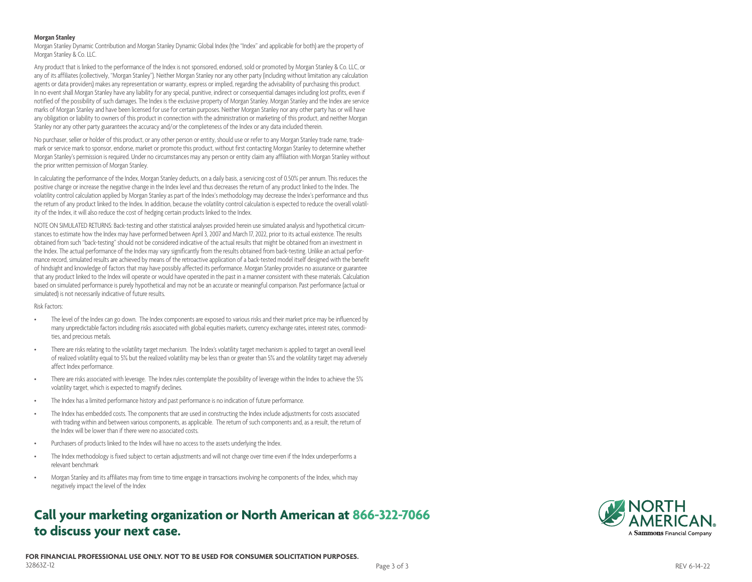**Morgan Stanley**

Morgan Stanley Dynamic Contribution and Morgan Stanley Dynamic Global Index (the "Index" and applicable for both) are the property of Morgan Stanley & Co. LLC.

Any product that is linked to the performance of the Index is not sponsored, endorsed, sold or promoted by Morgan Stanley & Co. LLC, or any of its affiliates (collectively, "Morgan Stanley"). Neither Morgan Stanley nor any other party (including without limitation any calculation agents or data providers) makes any representation or warranty, express or implied, regarding the advisability of purchasing this product. In no event shall Morgan Stanley have any liability for any special, punitive, indirect or consequential damages including lost profits, even if notified of the possibility of such damages. The Index is the exclusive property of Morgan Stanley. Morgan Stanley and the Index are service marks of Morgan Stanley and have been licensed for use for certain purposes. Neither Morgan Stanley nor any other party has or will have any obligation or liability to owners of this product in connection with the administration or marketing of this product, and neither Morgan Stanley nor any other party guarantees the accuracy and/or the completeness of the Index or any data included therein.

No purchaser, seller or holder of this product, or any other person or entity, should use or refer to any Morgan Stanley trade name, trademark or service mark to sponsor, endorse, market or promote this product, without first contacting Morgan Stanley to determine whether Morgan Stanley's permission is required. Under no circumstances may any person or entity claim any affiliation with Morgan Stanley without the prior written permission of Morgan Stanley.

In calculating the performance of the Index, Morgan Stanley deducts, on a daily basis, a servicing cost of 0.50% per annum. This reduces the positive change or increase the negative change in the Index level and thus decreases the return of any product linked to the Index. The volatility control calculation applied by Morgan Stanley as part of the Index's methodology may decrease the Index's performance and thus the return of any product linked to the Index. In addition, because the volatility control calculation is expected to reduce the overall volatility of the Index, it will also reduce the cost of hedging certain products linked to the Index.

NOTE ON SIMULATED RETURNS: Back-testing and other statistical analyses provided herein use simulated analysis and hypothetical circumstances to estimate how the Index may have performed between April 3, 2007 and March 17, 2022, prior to its actual existence. The results obtained from such "back-testing" should not be considered indicative of the actual results that might be obtained from an investment in the Index. The actual performance of the Index may vary significantly from the results obtained from back-testing. Unlike an actual performance record, simulated results are achieved by means of the retroactive application of a back-tested model itself designed with the benefit of hindsight and knowledge of factors that may have possibly affected its performance. Morgan Stanley provides no assurance or guarantee that any product linked to the Index will operate or would have operated in the past in a manner consistent with these materials. Calculation based on simulated performance is purely hypothetical and may not be an accurate or meaningful comparison. Past performance (actual or simulated) is not necessarily indicative of future results.

Risk Factors:

- The level of the Index can go down. The Index components are exposed to various risks and their market price may be influenced by many unpredictable factors including risks associated with global equities markets, currency exchange rates, interest rates, commodities, and precious metals.
- There are risks relating to the volatility target mechanism. The Index's volatility target mechanism is applied to target an overall level of realized volatility equal to 5% but the realized volatility may be less than or greater than 5% and the volatility target may adversely affect Index performance.
- There are risks associated with leverage. The Index rules contemplate the possibility of leverage within the Index to achieve the 5% volatility target, which is expected to magnify declines.
- The Index has a limited performance history and past performance is no indication of future performance.
- The Index has embedded costs. The components that are used in constructing the Index include adjustments for costs associated with trading within and between various components, as applicable. The return of such components and, as a result, the return of the Index will be lower than if there were no associated costs.
- Purchasers of products linked to the Index will have no access to the assets underlying the Index.
- The Index methodology is fixed subject to certain adjustments and will not change over time even if the Index underperforms a relevant benchmark
- Morgan Stanley and its affiliates may from time to time engage in transactions involving he components of the Index, which may negatively impact the level of the Index

## Call your marketing organization or North American at 866-322-7066 to discuss your next case.

NORTH AMERICAN®
A Sammons Financial Company

**FOR FINANCIAL PROFESSIONAL USE ONLY. NOT TO BE USED FOR CONSUMER SOLICITATION PURPOSES.**

32863Z-12

REV 6-14-22